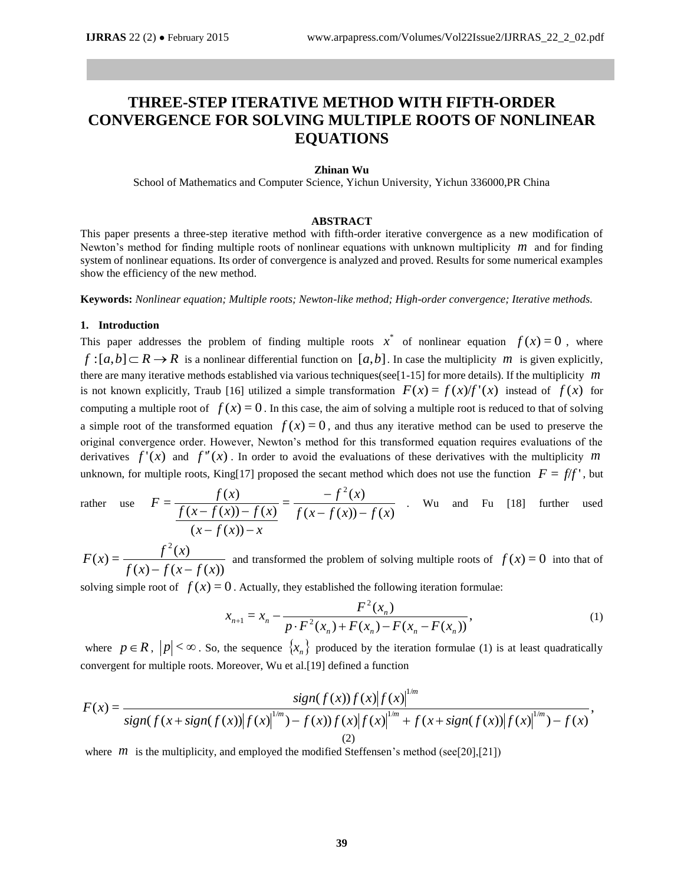# THREE-STEP ITERATIVE METHOD WITH FIFTH-ORDER CONVERGENCE FOR SOLVING MULTIPLE ROOTS OF NONLINEAR EQUATIONS

**Zhinan Wu**

School of Mathematics and Computer Science, Yichun University, Yichun 336000,PR China

## ABSTRACT

This paper presents a three-step iterative method with fifth-order iterative convergence as a new modification of Newton's method for finding multiple roots of nonlinear equations with unknown multiplicity $m$ and for finding system of nonlinear equations. Its order of convergence is analyzed and proved. Results for some numerical examples show the efficiency of the new method.

**Keywords:** *Nonlinear equation; Multiple roots; Newton-like method; High-order convergence; Iterative methods.*

## 1. Introduction

This paper addresses the problem of finding multiple roots $x^*$ of nonlinear equation $f(x)=0$, where $f:[a,b]\subset R \to R$ is a nonlinear differential function on $[a,b]$. In case the multiplicity $m$ is given explicitly, there are many iterative methods established via various techniques(see[1-15] for more details). If the multiplicity $m$ is not known explicitly, Traub [16] utilized a simple transformation $F(x)=f(x)/f'(x)$ instead of $f(x)$ for computing a multiple root of $f(x)=0$. In this case, the aim of solving a multiple root is reduced to that of solving a simple root of the transformed equation $f(x)=0$, and thus any iterative method can be used to preserve the original convergence order. However, Newton's method for this transformed equation requires evaluations of the derivatives $f'(x)$ and $f''(x)$. In order to avoid the evaluations of these derivatives with the multiplicity $m$ unknown, for multiple roots, King[17] proposed the secant method which does not use the function $F=f/f'$, but rather use $F=\dfrac{f(x)}{\dfrac{f(x-f(x))-f(x)}{(x-f(x))-x}}=\dfrac{-f^2(x)}{f(x-f(x))-f(x)}$ . Wu and Fu [18] further used $F(x)=\dfrac{f^2(x)}{f(x)-f(x-f(x))}$ and transformed the problem of solving multiple roots of $f(x)=0$ into that of solving simple root of $f(x)=0$. Actually, they established the following iteration formulae:

$$x_{n+1}=x_n-\frac{F^2(x_n)}{p\cdot F^2(x_n)+F(x_n)-F(x_n-F(x_n))}, \tag{1}$$

where $p\in R$, $|p|<\infty$. So, the sequence $\{x_n\}$ produced by the iteration formulae (1) is at least quadratically convergent for multiple roots. Moreover, Wu et al.[19] defined a function

$$F(x)=\frac{sign(f(x))f(x)|f(x)|^{1/m}}{sign(f(x+sign(f(x))|f(x)|^{1/m})-f(x))f(x)|f(x)|^{1/m}+f(x+sign(f(x))|f(x)|^{1/m})-f(x)}, \tag{2}$$

where $m$ is the multiplicity, and employed the modified Steffensen's method (see[20],[21])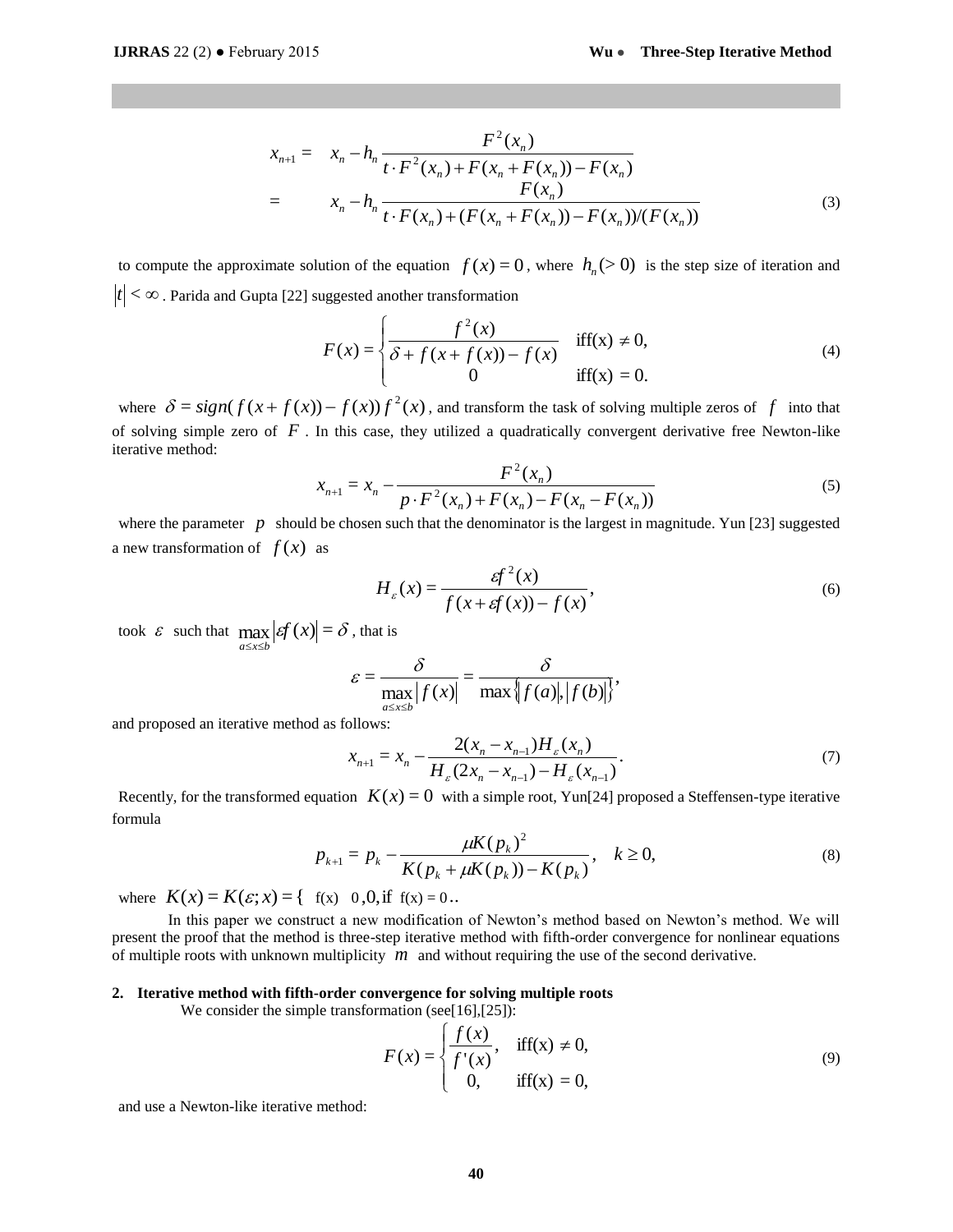$$
\begin{aligned}
x_{n+1} &= x_n - h_n \frac{F^2(x_n)}{t \cdot F^2(x_n) + F(x_n + F(x_n)) - F(x_n)} \\
&= x_n - h_n \frac{F(x_n)}{t \cdot F(x_n) + (F(x_n + F(x_n)) - F(x_n))/(F(x_n))}
\end{aligned}
\tag{3}
$$

to compute the approximate solution of the equation $f(x) = 0$, where $h_n (> 0)$ is the step size of iteration and $|t| < \infty$. Parida and Gupta [22] suggested another transformation

$$
F(x) = \begin{cases} \dfrac{f^2(x)}{\delta + f(x + f(x)) - f(x)} & \text{iff(x)} \neq 0, \\ 0 & \text{iff(x)} = 0. \end{cases}
\tag{4}
$$

where $\delta = sign(f(x + f(x)) - f(x)) f^2(x)$, and transform the task of solving multiple zeros of $f$ into that of solving simple zero of $F$. In this case, they utilized a quadratically convergent derivative free Newton-like iterative method:

$$
x_{n+1} = x_n - \frac{F^2(x_n)}{p \cdot F^2(x_n) + F(x_n) - F(x_n - F(x_n))}
\tag{5}
$$

where the parameter $p$ should be chosen such that the denominator is the largest in magnitude. Yun [23] suggested a new transformation of $f(x)$ as

$$
H_\varepsilon(x) = \frac{\varepsilon f^2(x)}{f(x + \varepsilon f(x)) - f(x)},
\tag{6}
$$

took $\varepsilon$ such that $\max_{a \le x \le b} |\varepsilon f(x)| = \delta$, that is

$$
\varepsilon = \frac{\delta}{\max_{a \le x \le b} |f(x)|} = \frac{\delta}{\max\{|f(a)|, |f(b)|\}},
$$

and proposed an iterative method as follows:

$$
x_{n+1} = x_n - \frac{2(x_n - x_{n-1}) H_\varepsilon(x_n)}{H_\varepsilon(2x_n - x_{n-1}) - H_\varepsilon(x_{n-1})}.
\tag{7}
$$

Recently, for the transformed equation $K(x) = 0$ with a simple root, Yun[24] proposed a Steffensen-type iterative formula

$$
p_{k+1} = p_k - \frac{\mu K(p_k)^2}{K(p_k + \mu K(p_k)) - K(p_k)}, \quad k \ge 0,
\tag{8}
$$

where $K(x) = K(\varepsilon; x) = \{$ f(x) 0,0,if f(x) = 0..

In this paper we construct a new modification of Newton's method based on Newton's method. We will present the proof that the method is three-step iterative method with fifth-order convergence for nonlinear equations of multiple roots with unknown multiplicity $m$ and without requiring the use of the second derivative.

## 2. Iterative method with fifth-order convergence for solving multiple roots

We consider the simple transformation (see[16],[25]):

$$
F(x) = \begin{cases} \dfrac{f(x)}{f'(x)}, & \text{iff(x)} \neq 0, \\ 0, & \text{iff(x)} = 0, \end{cases}
\tag{9}
$$

and use a Newton-like iterative method: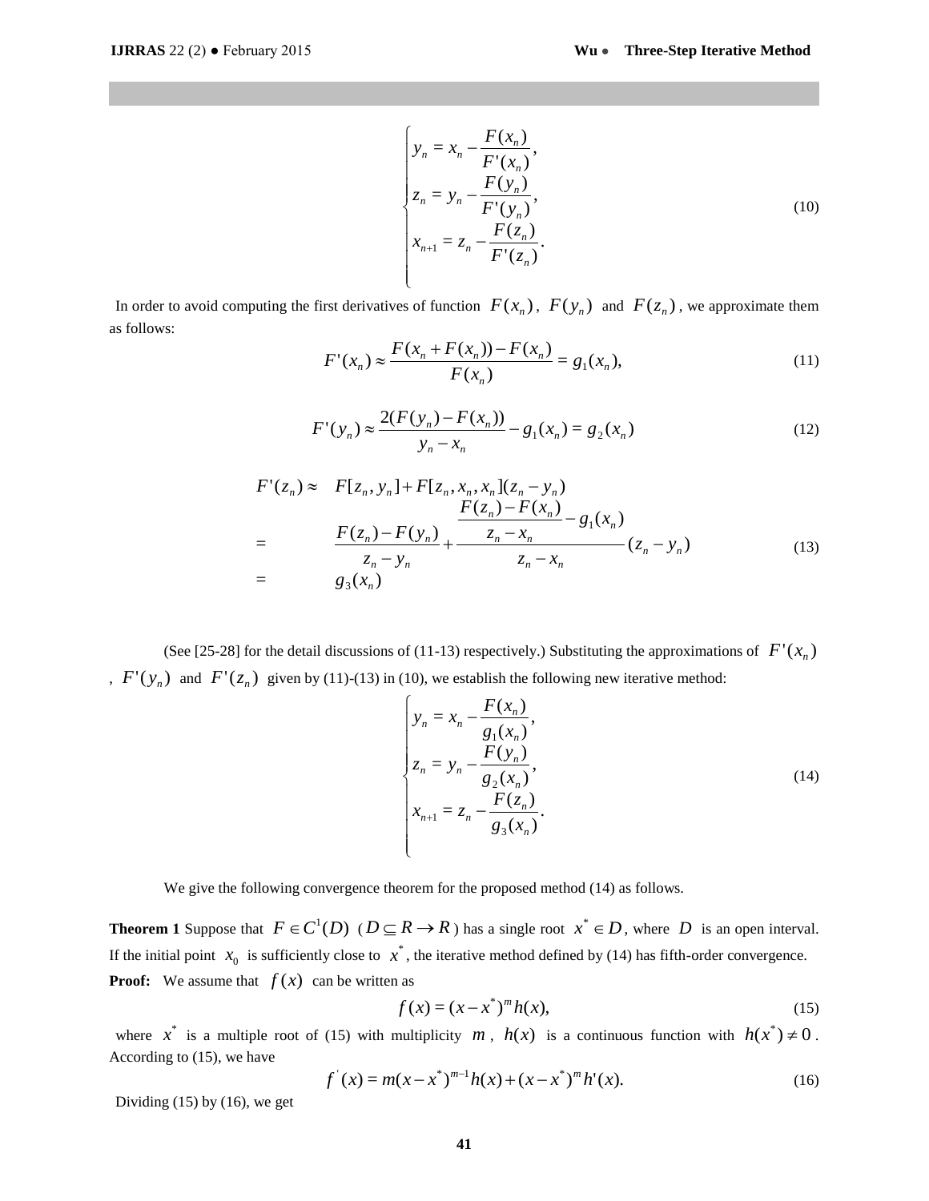$$
\begin{cases}
y_n = x_n - \dfrac{F(x_n)}{F'(x_n)}, \\
z_n = y_n - \dfrac{F(y_n)}{F'(y_n)}, \\
x_{n+1} = z_n - \dfrac{F(z_n)}{F'(z_n)}.
\end{cases} \tag{10}
$$

In order to avoid computing the first derivatives of function $F(x_n)$, $F(y_n)$ and $F(z_n)$, we approximate them as follows:

$$
F'(x_n) \approx \frac{F(x_n + F(x_n)) - F(x_n)}{F(x_n)} = g_1(x_n), \tag{11}
$$

$$
F'(y_n) \approx \frac{2(F(y_n) - F(x_n))}{y_n - x_n} - g_1(x_n) = g_2(x_n) \tag{12}
$$

$$
\begin{aligned}
F'(z_n) \approx & \quad F[z_n, y_n] + F[z_n, x_n, x_n](z_n - y_n) \\
= & \quad \frac{F(z_n) - F(y_n)}{z_n - y_n} + \frac{\dfrac{F(z_n) - F(x_n)}{z_n - x_n} - g_1(x_n)}{z_n - x_n}(z_n - y_n) \\
= & \quad g_3(x_n)
\end{aligned} \tag{13}
$$

(See [25-28] for the detail discussions of (11-13) respectively.) Substituting the approximations of $F'(x_n)$, $F'(y_n)$ and $F'(z_n)$ given by (11)-(13) in (10), we establish the following new iterative method:

$$
\begin{cases}
y_n = x_n - \dfrac{F(x_n)}{g_1(x_n)}, \\
z_n = y_n - \dfrac{F(y_n)}{g_2(x_n)}, \\
x_{n+1} = z_n - \dfrac{F(z_n)}{g_3(x_n)}.
\end{cases} \tag{14}
$$

We give the following convergence theorem for the proposed method (14) as follows.

**Theorem 1** Suppose that $F \in C^1(D)$ ($D \subseteq R \to R$) has a single root $x^* \in D$, where $D$ is an open interval. If the initial point $x_0$ is sufficiently close to $x^*$, the iterative method defined by (14) has fifth-order convergence.

**Proof:** We assume that $f(x)$ can be written as

$$
f(x) = (x - x^*)^m h(x), \tag{15}
$$

where $x^*$ is a multiple root of (15) with multiplicity $m$, $h(x)$ is a continuous function with $h(x^*) \neq 0$. According to (15), we have

$$
f'(x) = m(x - x^*)^{m-1} h(x) + (x - x^*)^m h'(x). \tag{16}
$$

Dividing (15) by (16), we get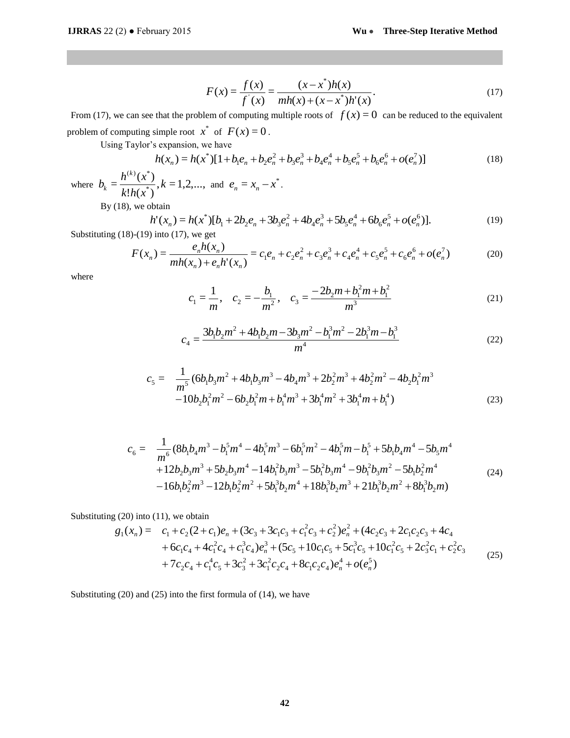$$F(x) = \frac{f(x)}{f'(x)} = \frac{(x - x^*)h(x)}{mh(x) + (x - x^*)h'(x)}. \tag{17}$$

From (17), we can see that the problem of computing multiple roots of $f(x) = 0$ can be reduced to the equivalent problem of computing simple root $x^*$ of $F(x) = 0$.

Using Taylor's expansion, we have

$$h(x_n) = h(x^*)[1 + b_1 e_n + b_2 e_n^2 + b_3 e_n^3 + b_4 e_n^4 + b_5 e_n^5 + b_6 e_n^6 + o(e_n^7)] \tag{18}$$

where $b_k = \dfrac{h^{(k)}(x^*)}{k!h(x^*)}, k = 1,2,...,$ and $e_n = x_n - x^*$.

By (18), we obtain

$$h'(x_n) = h(x^*)[b_1 + 2b_2 e_n + 3b_3 e_n^2 + 4b_4 e_n^3 + 5b_5 e_n^4 + 6b_6 e_n^5 + o(e_n^6)]. \tag{19}$$

Substituting (18)-(19) into (17), we get

$$F(x_n) = \frac{e_n h(x_n)}{mh(x_n) + e_n h'(x_n)} = c_1 e_n + c_2 e_n^2 + c_3 e_n^3 + c_4 e_n^4 + c_5 e_n^5 + c_6 e_n^6 + o(e_n^7) \tag{20}$$

where

$$c_1 = \frac{1}{m}, \quad c_2 = -\frac{b_1}{m^2}, \quad c_3 = \frac{-2b_2 m + b_1^2 m + b_1^2}{m^3} \tag{21}$$

$$c_4 = \frac{3b_1 b_2 m^2 + 4b_1 b_2 m - 3b_3 m^2 - b_1^3 m^2 - 2b_1^3 m - b_1^3}{m^4} \tag{22}$$

$$\begin{aligned} c_5 = \quad & \frac{1}{m^5}(6b_1 b_3 m^2 + 4b_1 b_3 m^3 - 4b_4 m^3 + 2b_2^2 m^3 + 4b_2^2 m^2 - 4b_2 b_1^2 m^3 \\ & -10 b_2 b_1^2 m^2 - 6b_2 b_1^2 m + b_1^4 m^3 + 3b_1^4 m^2 + 3b_1^4 m + b_1^4) \end{aligned} \tag{23}$$

$$\begin{aligned} c_6 = \quad & \frac{1}{m^6}(8b_1 b_4 m^3 - b_1^5 m^4 - 4b_1^5 m^3 - 6b_1^5 m^2 - 4b_1^5 m - b_1^5 + 5b_1 b_4 m^4 - 5b_5 m^4 \\ & +12 b_2 b_3 m^3 + 5b_2 b_3 m^4 - 14 b_1^2 b_3 m^3 - 5b_1^2 b_3 m^4 - 9b_1^2 b_3 m^2 - 5b_1 b_2^2 m^4 \\ & -16 b_1 b_2^2 m^3 - 12 b_1 b_2^2 m^2 + 5b_1^3 b_2 m^4 + 18 b_1^3 b_2 m^3 + 21 b_1^3 b_2 m^2 + 8b_1^3 b_2 m) \end{aligned} \tag{24}$$

Substituting (20) into (11), we obtain

$$\begin{aligned} g_1(x_n) = \quad & c_1 + c_2(2 + c_1)e_n + (3c_3 + 3c_1 c_3 + c_1^2 c_3 + c_2^2)e_n^2 + (4c_2 c_3 + 2c_1 c_2 c_3 + 4c_4 \\ & + 6c_1 c_4 + 4c_1^2 c_4 + c_1^3 c_4)e_n^3 + (5c_5 + 10 c_1 c_5 + 5c_1^3 c_5 + 10 c_1^2 c_5 + 2c_3^2 c_1 + c_2^2 c_3 \\ & + 7c_2 c_4 + c_1^4 c_5 + 3c_3^2 + 3c_1^2 c_2 c_4 + 8c_1 c_2 c_4)e_n^4 + o(e_n^5) \end{aligned} \tag{25}$$

Substituting (20) and (25) into the first formula of (14), we have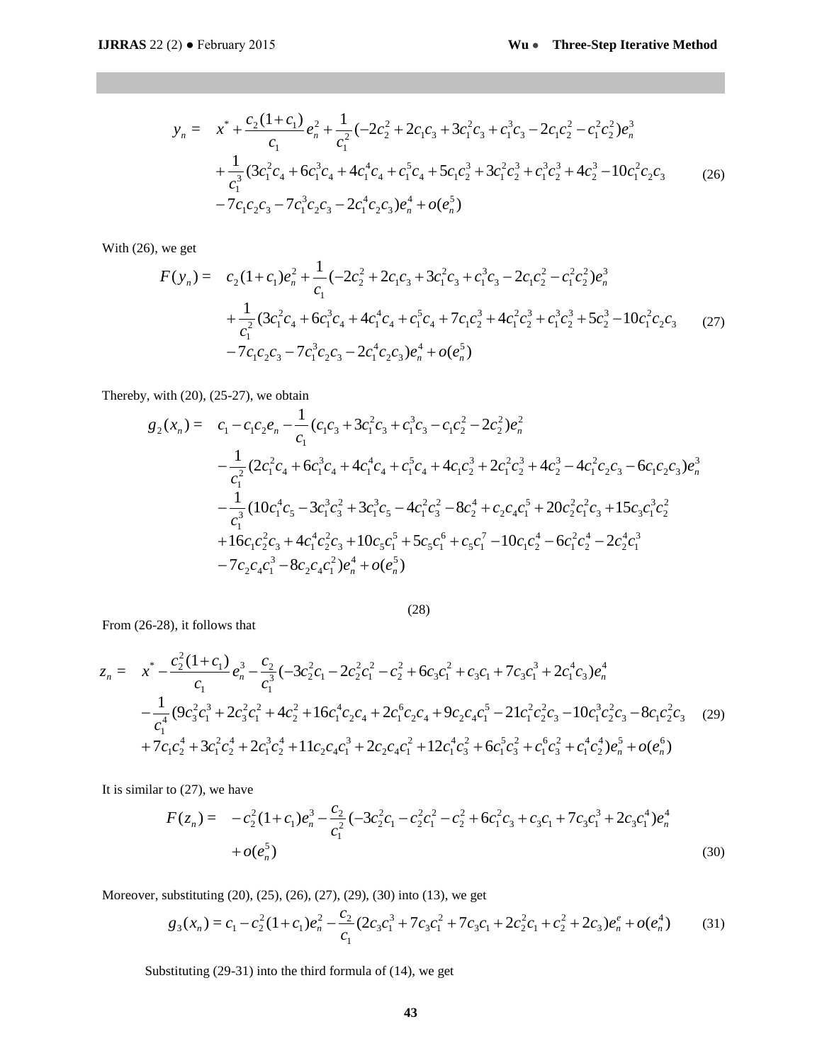$$
\begin{aligned}
y_n = \quad & x^* + \frac{c_2(1+c_1)}{c_1}e_n^2 + \frac{1}{c_1^2}(-2c_2^2 + 2c_1c_3 + 3c_1^2c_3 + c_1^3c_3 - 2c_1c_2^2 - c_1^2c_2^2)e_n^3 \\
& + \frac{1}{c_1^3}(3c_1^2c_4 + 6c_1^3c_4 + 4c_1^4c_4 + c_1^5c_4 + 5c_1c_2^3 + 3c_1^2c_2^3 + c_1^3c_2^3 + 4c_2^3 - 10c_1^2c_2c_3 \\
& - 7c_1c_2c_3 - 7c_1^3c_2c_3 - 2c_1^4c_2c_3)e_n^4 + o(e_n^5)
\end{aligned} \tag{26}
$$

With (26), we get

$$
\begin{aligned}
F(y_n) = \quad & c_2(1+c_1)e_n^2 + \frac{1}{c_1}(-2c_2^2 + 2c_1c_3 + 3c_1^2c_3 + c_1^3c_3 - 2c_1c_2^2 - c_1^2c_2^2)e_n^3 \\
& + \frac{1}{c_1^2}(3c_1^2c_4 + 6c_1^3c_4 + 4c_1^4c_4 + c_1^5c_4 + 7c_1c_2^3 + 4c_1^2c_2^3 + c_1^3c_2^3 + 5c_2^3 - 10c_1^2c_2c_3 \\
& - 7c_1c_2c_3 - 7c_1^3c_2c_3 - 2c_1^4c_2c_3)e_n^4 + o(e_n^5)
\end{aligned} \tag{27}
$$

Thereby, with (20), (25-27), we obtain

$$
\begin{aligned}
g_2(x_n) = \quad & c_1 - c_1c_2e_n - \frac{1}{c_1}(c_1c_3 + 3c_1^2c_3 + c_1^3c_3 - c_1c_2^2 - 2c_2^2)e_n^2 \\
& - \frac{1}{c_1^2}(2c_1^2c_4 + 6c_1^3c_4 + 4c_1^4c_4 + c_1^5c_4 + 4c_1c_2^3 + 2c_1^2c_2^3 + 4c_2^3 - 4c_1^2c_2c_3 - 6c_1c_2c_3)e_n^3 \\
& - \frac{1}{c_1^3}(10c_1^4c_5 - 3c_1^3c_3^2 + 3c_1^3c_5 - 4c_1^2c_3^2 - 8c_2^4 + c_2c_4c_1^5 + 20c_2^2c_1^2c_3 + 15c_3c_1^3c_2^2 \\
& + 16c_1c_2^2c_3 + 4c_1^4c_2^2c_3 + 10c_5c_1^5 + 5c_5c_1^6 + c_5c_1^7 - 10c_1c_2^4 - 6c_1^2c_2^4 - 2c_2^4c_1^3 \\
& - 7c_2c_4c_1^3 - 8c_2c_4c_1^2)e_n^4 + o(e_n^5)
\end{aligned} \tag{28}
$$

From (26-28), it follows that

$$
\begin{aligned}
z_n = \quad & x^* - \frac{c_2^2(1+c_1)}{c_1}e_n^3 - \frac{c_2}{c_1^3}(-3c_2^2c_1 - 2c_2^2c_1^2 - c_2^2 + 6c_3c_1^2 + c_3c_1 + 7c_3c_1^3 + 2c_1^4c_3)e_n^4 \\
& - \frac{1}{c_1^4}(9c_3^2c_1^3 + 2c_3^2c_1^2 + 4c_2^2 + 16c_1^4c_2c_4 + 2c_1^6c_2c_4 + 9c_2c_4c_1^5 - 21c_1^2c_2^2c_3 - 10c_1^3c_2^2c_3 - 8c_1c_2^2c_3 \\
& + 7c_1c_2^4 + 3c_1^2c_2^4 + 2c_1^3c_2^4 + 11c_2c_4c_1^3 + 2c_2c_4c_1^2 + 12c_1^4c_3^2 + 6c_1^5c_3^2 + c_1^6c_3^2 + c_1^4c_2^4)e_n^5 + o(e_n^6)
\end{aligned} \tag{29}
$$

It is similar to (27), we have

$$
\begin{aligned}
F(z_n) = \quad & -c_2^2(1+c_1)e_n^3 - \frac{c_2}{c_1^2}(-3c_2^2c_1 - c_2^2c_1^2 - c_2^2 + 6c_1^2c_3 + c_3c_1 + 7c_3c_1^3 + 2c_3c_1^4)e_n^4 \\
& + o(e_n^5)
\end{aligned} \tag{30}
$$

Moreover, substituting (20), (25), (26), (27), (29), (30) into (13), we get

$$
g_3(x_n) = c_1 - c_2^2(1+c_1)e_n^2 - \frac{c_2}{c_1}(2c_3c_1^3 + 7c_3c_1^2 + 7c_3c_1 + 2c_2^2c_1 + c_2^2 + 2c_3)e_n^e + o(e_n^4) \tag{31}
$$

Substituting (29-31) into the third formula of (14), we get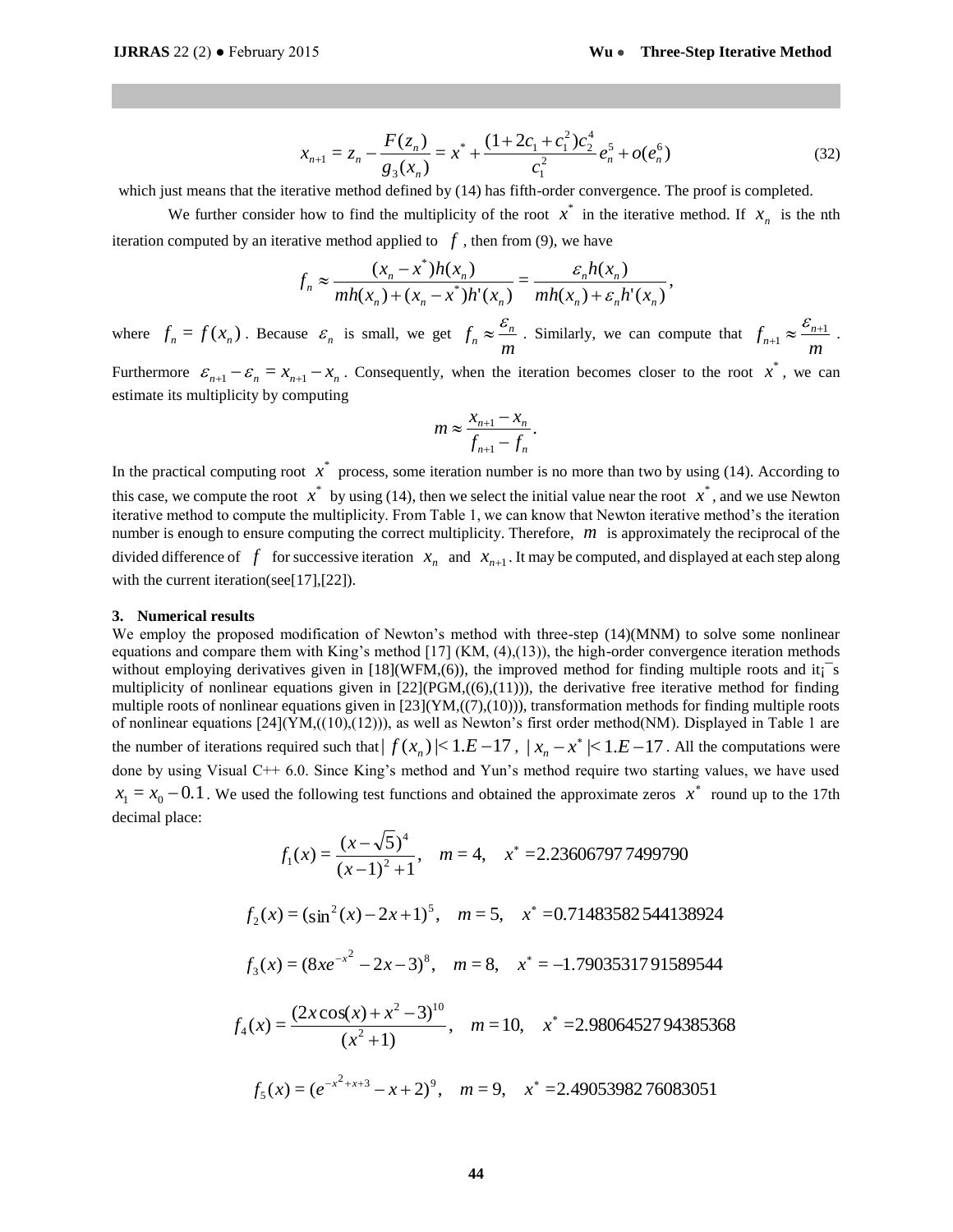$$x_{n+1} = z_n - \frac{F(z_n)}{g_3(x_n)} = x^* + \frac{(1+2c_1+c_1^2)c_2^4}{c_1^2}e_n^5 + o(e_n^6) \tag{32}$$

which just means that the iterative method defined by (14) has fifth-order convergence. The proof is completed.

We further consider how to find the multiplicity of the root $x^*$ in the iterative method. If $x_n$ is the nth iteration computed by an iterative method applied to $f$, then from (9), we have

$$f_n \approx \frac{(x_n - x^*)h(x_n)}{mh(x_n) + (x_n - x^*)h'(x_n)} = \frac{\varepsilon_n h(x_n)}{mh(x_n) + \varepsilon_n h'(x_n)},$$

where $f_n = f(x_n)$. Because $\varepsilon_n$ is small, we get $f_n \approx \frac{\varepsilon_n}{m}$. Similarly, we can compute that $f_{n+1} \approx \frac{\varepsilon_{n+1}}{m}$. Furthermore $\varepsilon_{n+1} - \varepsilon_n = x_{n+1} - x_n$. Consequently, when the iteration becomes closer to the root $x^*$, we can estimate its multiplicity by computing

$$m \approx \frac{x_{n+1} - x_n}{f_{n+1} - f_n}.$$

In the practical computing root $x^*$ process, some iteration number is no more than two by using (14). According to this case, we compute the root $x^*$ by using (14), then we select the initial value near the root $x^*$, and we use Newton iterative method to compute the multiplicity. From Table 1, we can know that Newton iterative method's the iteration number is enough to ensure computing the correct multiplicity. Therefore, $m$ is approximately the reciprocal of the divided difference of $f$ for successive iteration $x_n$ and $x_{n+1}$. It may be computed, and displayed at each step along with the current iteration(see[17],[22]).

### 3. Numerical results

We employ the proposed modification of Newton's method with three-step (14)(MNM) to solve some nonlinear equations and compare them with King's method [17] (KM, (4),(13)), the high-order convergence iteration methods without employing derivatives given in [18](WFM,(6)), the improved method for finding multiple roots and it¡¯s multiplicity of nonlinear equations given in [22](PGM,((6),(11))), the derivative free iterative method for finding multiple roots of nonlinear equations given in [23](YM,((7),(10))), transformation methods for finding multiple roots of nonlinear equations [24](YM,((10),(12))), as well as Newton's first order method(NM). Displayed in Table 1 are the number of iterations required such that $|f(x_n)| < 1.E-17$, $|x_n - x^*| < 1.E-17$. All the computations were done by using Visual C++ 6.0. Since King's method and Yun's method require two starting values, we have used $x_1 = x_0 - 0.1$. We used the following test functions and obtained the approximate zeros $x^*$ round up to the 17th decimal place:

$$f_1(x) = \frac{(x-\sqrt{5})^4}{(x-1)^2+1}, \quad m = 4, \quad x^* = 2.23606797\,7499790$$

$$f_2(x) = (\sin^2(x) - 2x + 1)^5, \quad m = 5, \quad x^* = 0.71483582\,544138924$$

$$f_3(x) = (8xe^{-x^2} - 2x - 3)^8, \quad m = 8, \quad x^* = -1.79035317\,91589544$$

$$f_4(x) = \frac{(2x\cos(x) + x^2 - 3)^{10}}{(x^2+1)}, \quad m = 10, \quad x^* = 2.98064527\,94385368$$

$$f_5(x) = (e^{-x^2+x+3} - x + 2)^9, \quad m = 9, \quad x^* = 2.49053982\,76083051$$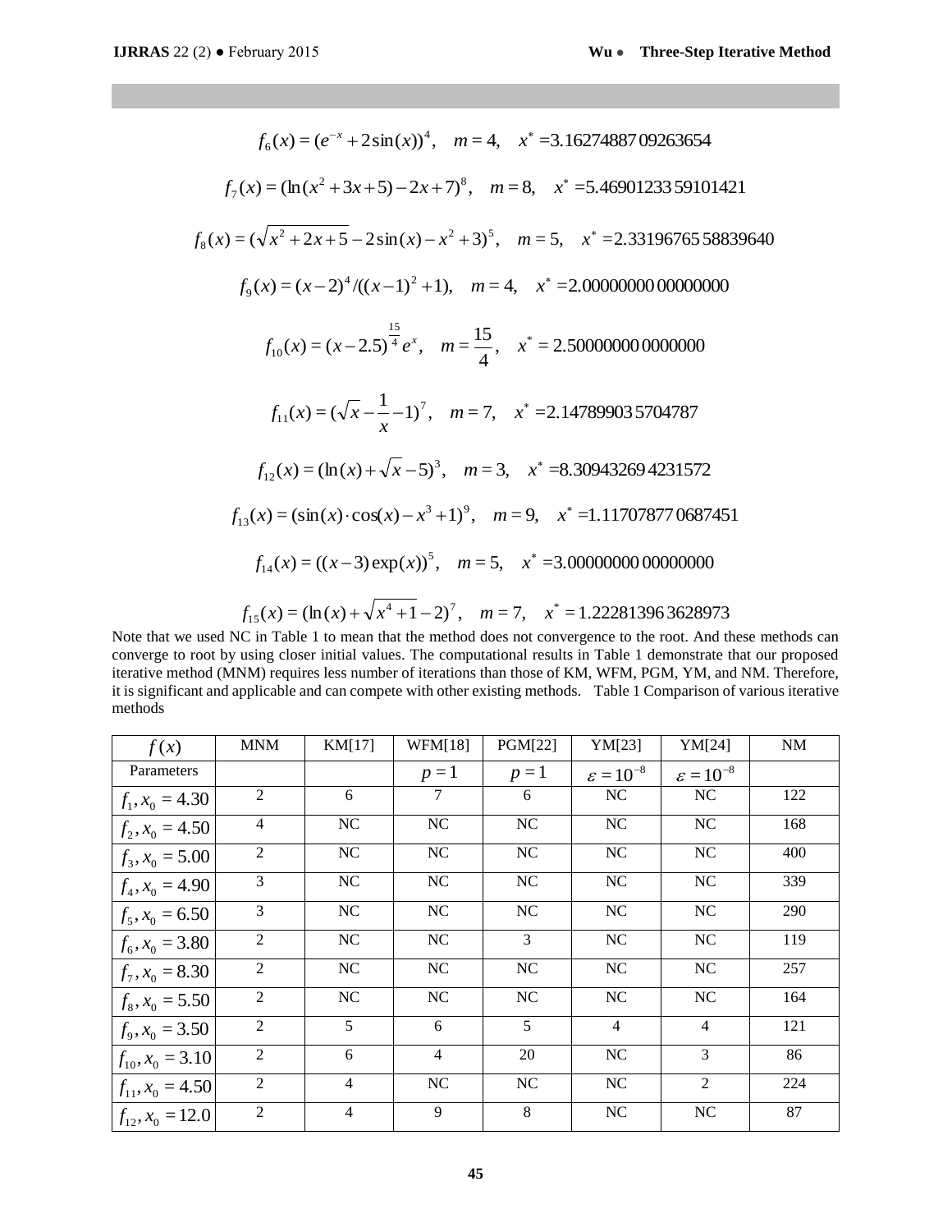$$f_6(x) = (e^{-x} + 2\sin(x))^4, \quad m = 4, \quad x^* = 3.16274887\,09263654$$

$$f_7(x) = (\ln(x^2 + 3x + 5) - 2x + 7)^8, \quad m = 8, \quad x^* = 5.46901233\,59101421$$

$$f_8(x) = (\sqrt{x^2 + 2x + 5} - 2\sin(x) - x^2 + 3)^5, \quad m = 5, \quad x^* = 2.33196765\,58839640$$

$$f_9(x) = (x-2)^4/((x-1)^2 + 1), \quad m = 4, \quad x^* = 2.00000000\,00000000$$

$$f_{10}(x) = (x - 2.5)^{\frac{15}{4}} e^x, \quad m = \frac{15}{4}, \quad x^* = 2.50000000\,0000000$$

$$f_{11}(x) = (\sqrt{x} - \frac{1}{x} - 1)^7, \quad m = 7, \quad x^* = 2.14789903\,5704787$$

$$f_{12}(x) = (\ln(x) + \sqrt{x} - 5)^3, \quad m = 3, \quad x^* = 8.30943269\,4231572$$

$$f_{13}(x) = (\sin(x) \cdot \cos(x) - x^3 + 1)^9, \quad m = 9, \quad x^* = 1.11707877\,0687451$$

$$f_{14}(x) = ((x-3)\exp(x))^5, \quad m = 5, \quad x^* = 3.00000000\,00000000$$

$$f_{15}(x) = (\ln(x) + \sqrt{x^4 + 1} - 2)^7, \quad m = 7, \quad x^* = 1.22281396\,3628973$$

Note that we used NC in Table 1 to mean that the method does not convergence to the root. And these methods can converge to root by using closer initial values. The computational results in Table 1 demonstrate that our proposed iterative method (MNM) requires less number of iterations than those of KM, WFM, PGM, YM, and NM. Therefore, it is significant and applicable and can compete with other existing methods. Table 1 Comparison of various iterative methods

| $f(x)$ | MNM | KM[17] | WFM[18] | PGM[22] | YM[23] | YM[24] | NM |
|---|---|---|---|---|---|---|---|
| Parameters | | | $p=1$ | $p=1$ | $\varepsilon = 10^{-8}$ | $\varepsilon = 10^{-8}$ | |
| $f_1, x_0 = 4.30$ | 2 | 6 | 7 | 6 | NC | NC | 122 |
| $f_2, x_0 = 4.50$ | 4 | NC | NC | NC | NC | NC | 168 |
| $f_3, x_0 = 5.00$ | 2 | NC | NC | NC | NC | NC | 400 |
| $f_4, x_0 = 4.90$ | 3 | NC | NC | NC | NC | NC | 339 |
| $f_5, x_0 = 6.50$ | 3 | NC | NC | NC | NC | NC | 290 |
| $f_6, x_0 = 3.80$ | 2 | NC | NC | 3 | NC | NC | 119 |
| $f_7, x_0 = 8.30$ | 2 | NC | NC | NC | NC | NC | 257 |
| $f_8, x_0 = 5.50$ | 2 | NC | NC | NC | NC | NC | 164 |
| $f_9, x_0 = 3.50$ | 2 | 5 | 6 | 5 | 4 | 4 | 121 |
| $f_{10}, x_0 = 3.10$ | 2 | 6 | 4 | 20 | NC | 3 | 86 |
| $f_{11}, x_0 = 4.50$ | 2 | 4 | NC | NC | NC | 2 | 224 |
| $f_{12}, x_0 = 12.0$ | 2 | 4 | 9 | 8 | NC | NC | 87 |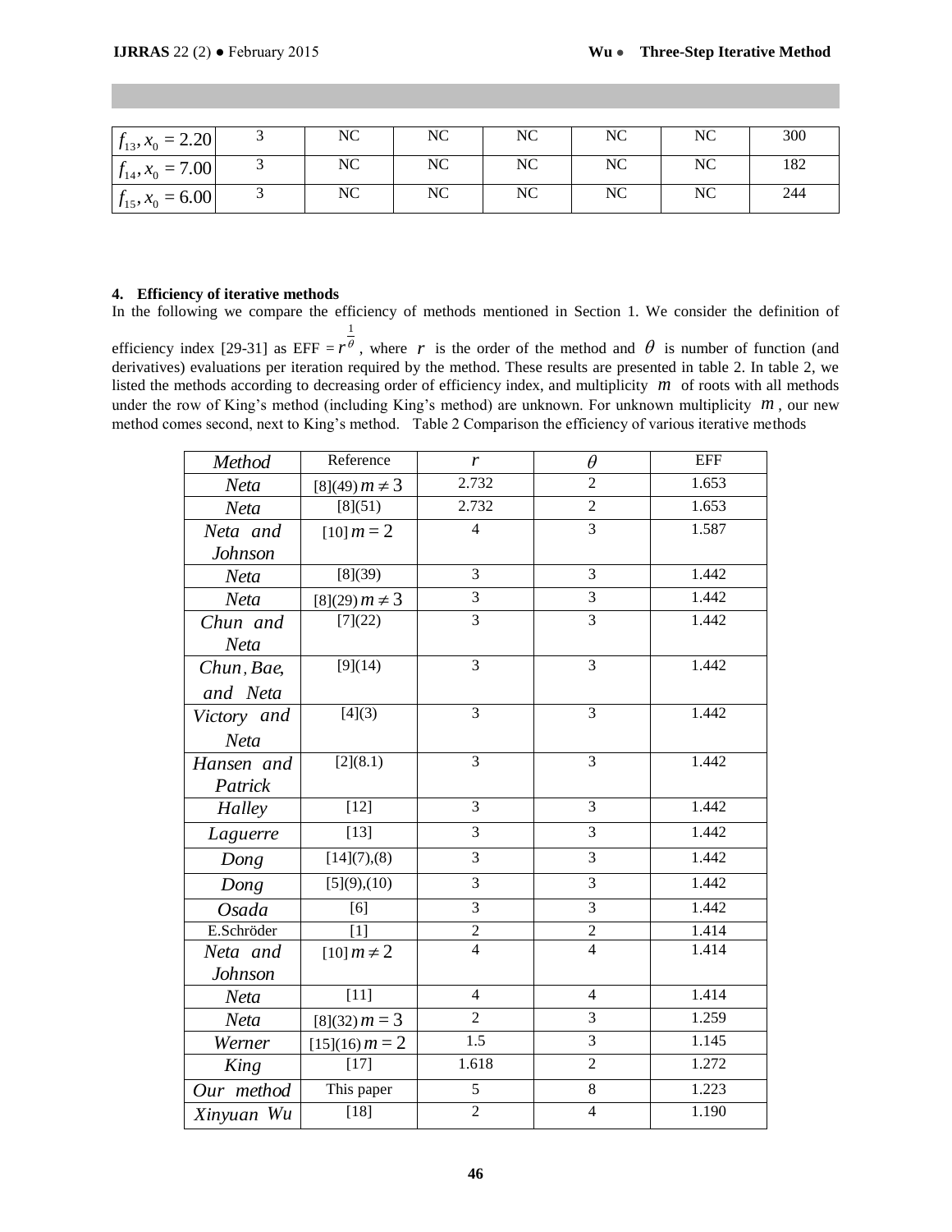| | | | | | | | |
|---|---|---|---|---|---|---|---|
| $f_{13}, x_0 = 2.20$ | 3 | NC | NC | NC | NC | NC | 300 |
| $f_{14}, x_0 = 7.00$ | 3 | NC | NC | NC | NC | NC | 182 |
| $f_{15}, x_0 = 6.00$ | 3 | NC | NC | NC | NC | NC | 244 |

### 4. Efficiency of iterative methods

In the following we compare the efficiency of methods mentioned in Section 1. We consider the definition of efficiency index [29-31] as EFF = $r^{\frac{1}{\theta}}$, where $r$ is the order of the method and $\theta$ is number of function (and derivatives) evaluations per iteration required by the method. These results are presented in table 2. In table 2, we listed the methods according to decreasing order of efficiency index, and multiplicity $m$ of roots with all methods under the row of King's method (including King's method) are unknown. For unknown multiplicity $m$, our new method comes second, next to King's method. Table 2 Comparison the efficiency of various iterative methods

| *Method* | Reference | $r$ | $\theta$ | EFF |
|---|---|---|---|---|
| *Neta* | [8](49) $m \neq 3$ | 2.732 | 2 | 1.653 |
| *Neta* | [8](51) | 2.732 | 2 | 1.653 |
| *Neta and Johnson* | [10] $m = 2$ | 4 | 3 | 1.587 |
| *Neta* | [8](39) | 3 | 3 | 1.442 |
| *Neta* | [8](29) $m \neq 3$ | 3 | 3 | 1.442 |
| *Chun and Neta* | [7](22) | 3 | 3 | 1.442 |
| *Chun, Bae, and Neta* | [9](14) | 3 | 3 | 1.442 |
| *Victory and Neta* | [4](3) | 3 | 3 | 1.442 |
| *Hansen and Patrick* | [2](8.1) | 3 | 3 | 1.442 |
| *Halley* | [12] | 3 | 3 | 1.442 |
| *Laguerre* | [13] | 3 | 3 | 1.442 |
| *Dong* | [14](7),(8) | 3 | 3 | 1.442 |
| *Dong* | [5](9),(10) | 3 | 3 | 1.442 |
| *Osada* | [6] | 3 | 3 | 1.442 |
| E.Schröder | [1] | 2 | 2 | 1.414 |
| *Neta and Johnson* | [10] $m \neq 2$ | 4 | 4 | 1.414 |
| *Neta* | [11] | 4 | 4 | 1.414 |
| *Neta* | [8](32) $m = 3$ | 2 | 3 | 1.259 |
| *Werner* | [15](16) $m = 2$ | 1.5 | 3 | 1.145 |
| *King* | [17] | 1.618 | 2 | 1.272 |
| *Our method* | This paper | 5 | 8 | 1.223 |
| *Xinyuan Wu* | [18] | 2 | 4 | 1.190 |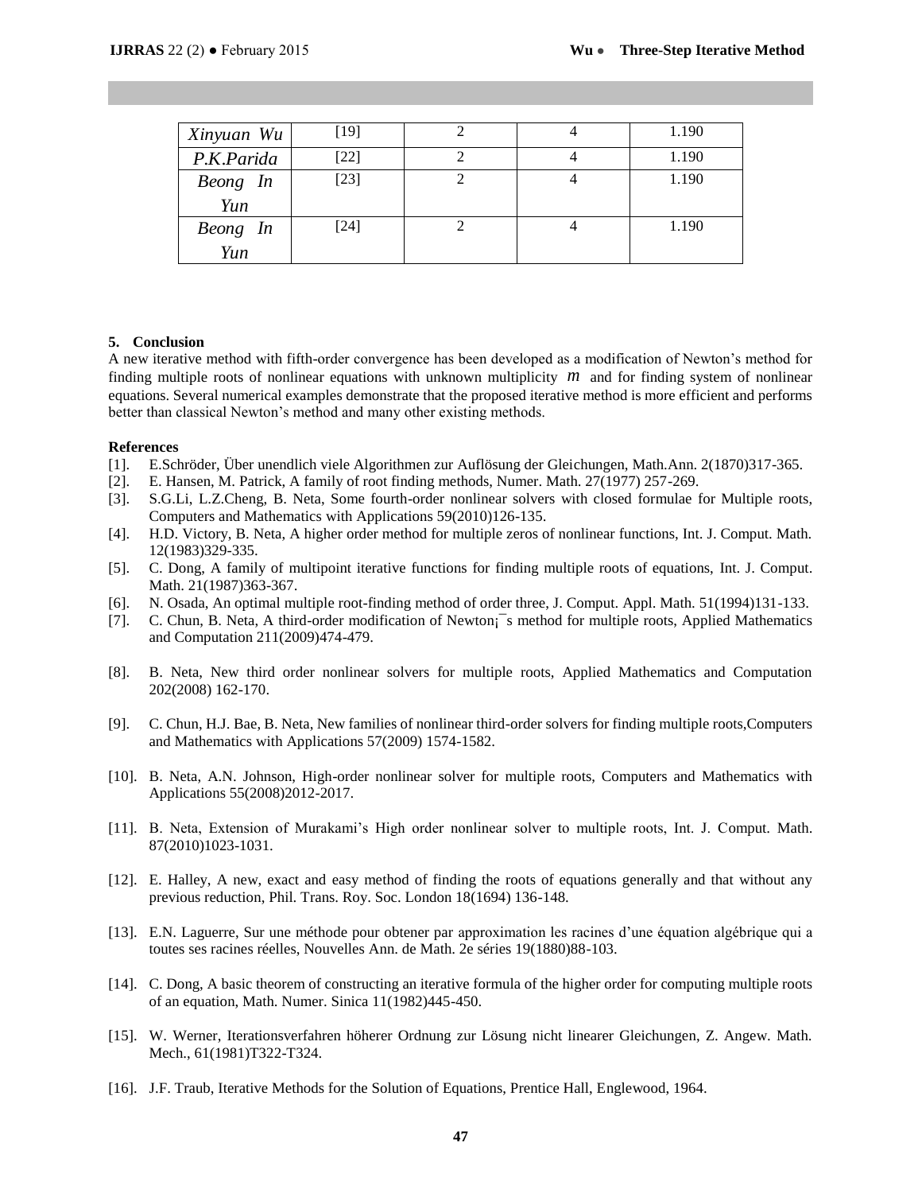| *Xinyuan Wu* | [19] | 2 | 4 | 1.190 |
|---|---|---|---|---|
| *P.K.Parida* | [22] | 2 | 4 | 1.190 |
| *Beong In Yun* | [23] | 2 | 4 | 1.190 |
| *Beong In Yun* | [24] | 2 | 4 | 1.190 |

## 5. Conclusion

A new iterative method with fifth-order convergence has been developed as a modification of Newton's method for finding multiple roots of nonlinear equations with unknown multiplicity $m$ and for finding system of nonlinear equations. Several numerical examples demonstrate that the proposed iterative method is more efficient and performs better than classical Newton's method and many other existing methods.

## References

[1]. E.Schröder, Über unendlich viele Algorithmen zur Auflösung der Gleichungen, Math.Ann. 2(1870)317-365.

[2]. E. Hansen, M. Patrick, A family of root finding methods, Numer. Math. 27(1977) 257-269.

[3]. S.G.Li, L.Z.Cheng, B. Neta, Some fourth-order nonlinear solvers with closed formulae for Multiple roots, Computers and Mathematics with Applications 59(2010)126-135.

[4]. H.D. Victory, B. Neta, A higher order method for multiple zeros of nonlinear functions, Int. J. Comput. Math. 12(1983)329-335.

[5]. C. Dong, A family of multipoint iterative functions for finding multiple roots of equations, Int. J. Comput. Math. 21(1987)363-367.

[6]. N. Osada, An optimal multiple root-finding method of order three, J. Comput. Appl. Math. 51(1994)131-133.

[7]. C. Chun, B. Neta, A third-order modification of Newton¡¯s method for multiple roots, Applied Mathematics and Computation 211(2009)474-479.

[8]. B. Neta, New third order nonlinear solvers for multiple roots, Applied Mathematics and Computation 202(2008) 162-170.

[9]. C. Chun, H.J. Bae, B. Neta, New families of nonlinear third-order solvers for finding multiple roots,Computers and Mathematics with Applications 57(2009) 1574-1582.

[10]. B. Neta, A.N. Johnson, High-order nonlinear solver for multiple roots, Computers and Mathematics with Applications 55(2008)2012-2017.

[11]. B. Neta, Extension of Murakami's High order nonlinear solver to multiple roots, Int. J. Comput. Math. 87(2010)1023-1031.

[12]. E. Halley, A new, exact and easy method of finding the roots of equations generally and that without any previous reduction, Phil. Trans. Roy. Soc. London 18(1694) 136-148.

[13]. E.N. Laguerre, Sur une méthode pour obtener par approximation les racines d'une équation algébrique qui a toutes ses racines réelles, Nouvelles Ann. de Math. 2e séries 19(1880)88-103.

[14]. C. Dong, A basic theorem of constructing an iterative formula of the higher order for computing multiple roots of an equation, Math. Numer. Sinica 11(1982)445-450.

[15]. W. Werner, Iterationsverfahren höherer Ordnung zur Lösung nicht linearer Gleichungen, Z. Angew. Math. Mech., 61(1981)T322-T324.

[16]. J.F. Traub, Iterative Methods for the Solution of Equations, Prentice Hall, Englewood, 1964.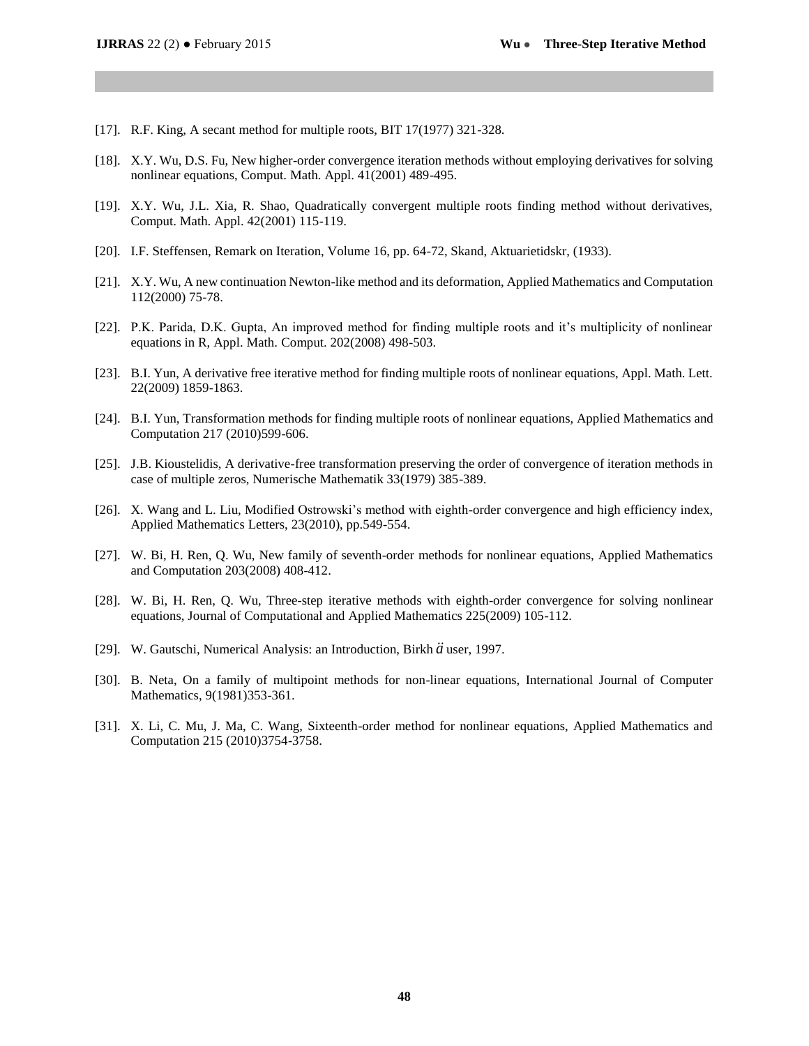[17]. R.F. King, A secant method for multiple roots, BIT 17(1977) 321-328.

[18]. X.Y. Wu, D.S. Fu, New higher-order convergence iteration methods without employing derivatives for solving nonlinear equations, Comput. Math. Appl. 41(2001) 489-495.

[19]. X.Y. Wu, J.L. Xia, R. Shao, Quadratically convergent multiple roots finding method without derivatives, Comput. Math. Appl. 42(2001) 115-119.

[20]. I.F. Steffensen, Remark on Iteration, Volume 16, pp. 64-72, Skand, Aktuarietidskr, (1933).

[21]. X.Y. Wu, A new continuation Newton-like method and its deformation, Applied Mathematics and Computation 112(2000) 75-78.

[22]. P.K. Parida, D.K. Gupta, An improved method for finding multiple roots and it's multiplicity of nonlinear equations in R, Appl. Math. Comput. 202(2008) 498-503.

[23]. B.I. Yun, A derivative free iterative method for finding multiple roots of nonlinear equations, Appl. Math. Lett. 22(2009) 1859-1863.

[24]. B.I. Yun, Transformation methods for finding multiple roots of nonlinear equations, Applied Mathematics and Computation 217 (2010)599-606.

[25]. J.B. Kioustelidis, A derivative-free transformation preserving the order of convergence of iteration methods in case of multiple zeros, Numerische Mathematik 33(1979) 385-389.

[26]. X. Wang and L. Liu, Modified Ostrowski's method with eighth-order convergence and high efficiency index, Applied Mathematics Letters, 23(2010), pp.549-554.

[27]. W. Bi, H. Ren, Q. Wu, New family of seventh-order methods for nonlinear equations, Applied Mathematics and Computation 203(2008) 408-412.

[28]. W. Bi, H. Ren, Q. Wu, Three-step iterative methods with eighth-order convergence for solving nonlinear equations, Journal of Computational and Applied Mathematics 225(2009) 105-112.

[29]. W. Gautschi, Numerical Analysis: an Introduction, Birkh $\ddot{a}$ user, 1997.

[30]. B. Neta, On a family of multipoint methods for non-linear equations, International Journal of Computer Mathematics, 9(1981)353-361.

[31]. X. Li, C. Mu, J. Ma, C. Wang, Sixteenth-order method for nonlinear equations, Applied Mathematics and Computation 215 (2010)3754-3758.